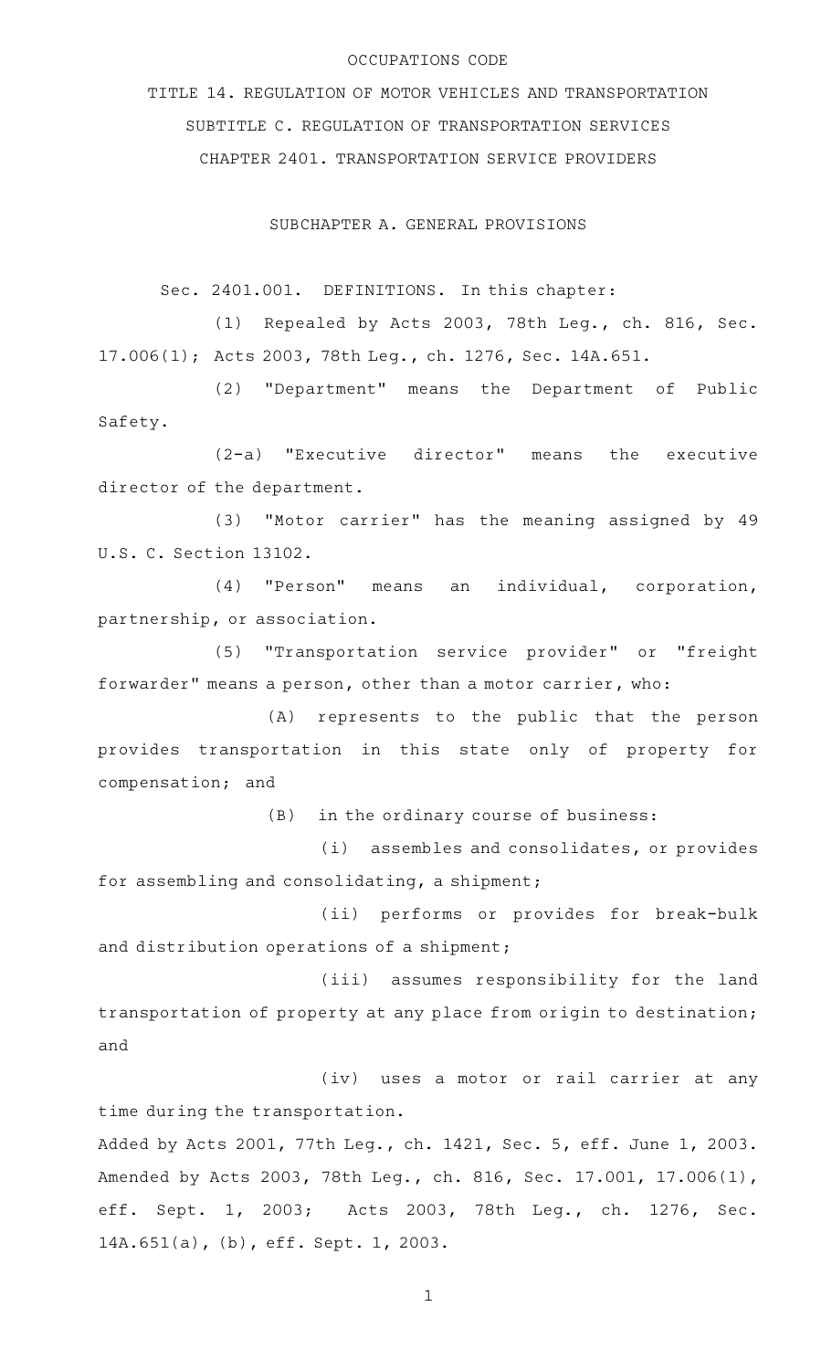OCCUPATIONS CODE

TITLE 14. REGULATION OF MOTOR VEHICLES AND TRANSPORTATION

SUBTITLE C. REGULATION OF TRANSPORTATION SERVICES

CHAPTER 2401. TRANSPORTATION SERVICE PROVIDERS

SUBCHAPTER A. GENERAL PROVISIONS

Sec. 2401.001. DEFINITIONS. In this chapter:

(1) Repealed by Acts 2003, 78th Leg., ch. 816, Sec. 17.006(1); Acts 2003, 78th Leg., ch. 1276, Sec. 14A.651.

(2) "Department" means the Department of Public Safety.

(2-a) "Executive director" means the executive director of the department.

(3) "Motor carrier" has the meaning assigned by 49 U.S. C. Section 13102.

(4) "Person" means an individual, corporation, partnership, or association.

(5) "Transportation service provider" or "freight forwarder" means a person, other than a motor carrier, who:

(A) represents to the public that the person provides transportation in this state only of property for compensation; and

(B) in the ordinary course of business:

(i) assembles and consolidates, or provides for assembling and consolidating, a shipment;

(ii) performs or provides for break-bulk and distribution operations of a shipment;

(iii) assumes responsibility for the land transportation of property at any place from origin to destination; and

(iv) uses a motor or rail carrier at any time during the transportation.

Added by Acts 2001, 77th Leg., ch. 1421, Sec. 5, eff. June 1, 2003. Amended by Acts 2003, 78th Leg., ch. 816, Sec. 17.001, 17.006(1), eff. Sept. 1, 2003; Acts 2003, 78th Leg., ch. 1276, Sec. 14A.651(a), (b), eff. Sept. 1, 2003.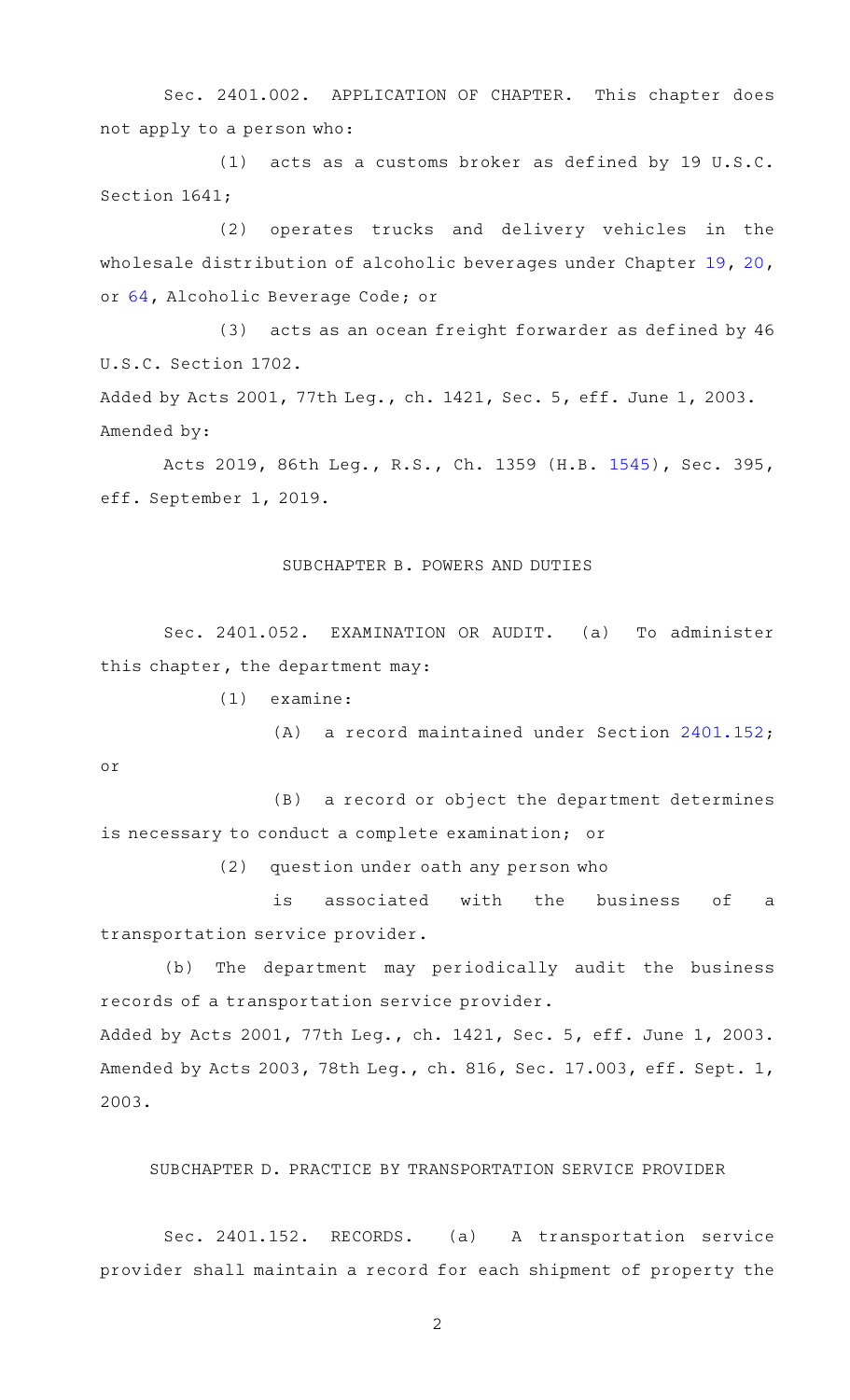Sec. 2401.002. APPLICATION OF CHAPTER. This chapter does not apply to a person who:

(1) acts as a customs broker as defined by 19 U.S.C. Section 1641;

(2) operates trucks and delivery vehicles in the wholesale distribution of alcoholic beverages under Chapter 19, 20, or 64, Alcoholic Beverage Code; or

(3) acts as an ocean freight forwarder as defined by 46 U.S.C. Section 1702.

Added by Acts 2001, 77th Leg., ch. 1421, Sec. 5, eff. June 1, 2003. Amended by:

Acts 2019, 86th Leg., R.S., Ch. 1359 (H.B. 1545), Sec. 395, eff. September 1, 2019.

## SUBCHAPTER B. POWERS AND DUTIES

Sec. 2401.052. EXAMINATION OR AUDIT. (a) To administer this chapter, the department may:

(1) examine:

(A) a record maintained under Section 2401.152; or

(B) a record or object the department determines is necessary to conduct a complete examination; or

(2) question under oath any person who is associated with the business of a transportation service provider.

(b) The department may periodically audit the business records of a transportation service provider.

Added by Acts 2001, 77th Leg., ch. 1421, Sec. 5, eff. June 1, 2003. Amended by Acts 2003, 78th Leg., ch. 816, Sec. 17.003, eff. Sept. 1, 2003.

## SUBCHAPTER D. PRACTICE BY TRANSPORTATION SERVICE PROVIDER

Sec. 2401.152. RECORDS. (a) A transportation service provider shall maintain a record for each shipment of property the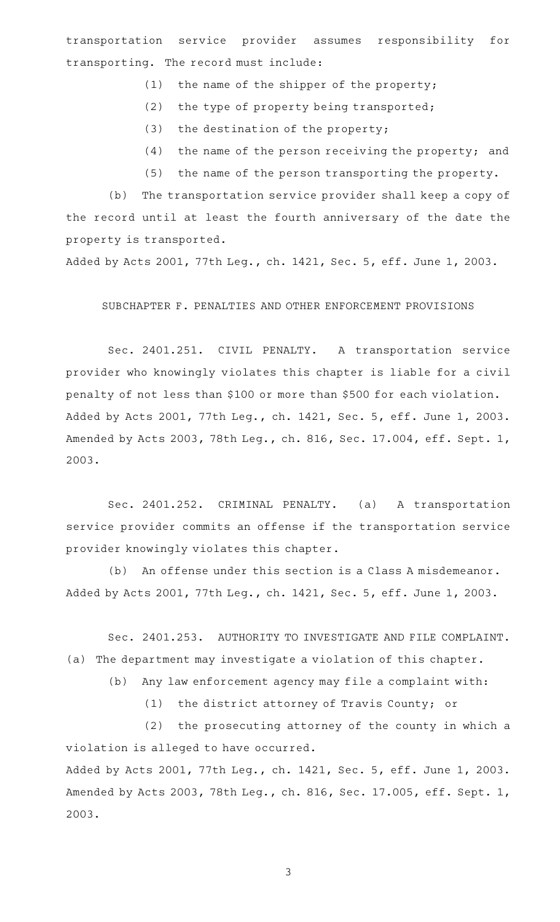transportation service provider assumes responsibility for transporting. The record must include:

(1) the name of the shipper of the property;

(2) the type of property being transported;

(3) the destination of the property;

(4) the name of the person receiving the property; and

(5) the name of the person transporting the property.

(b) The transportation service provider shall keep a copy of the record until at least the fourth anniversary of the date the property is transported.

Added by Acts 2001, 77th Leg., ch. 1421, Sec. 5, eff. June 1, 2003.

SUBCHAPTER F. PENALTIES AND OTHER ENFORCEMENT PROVISIONS

Sec. 2401.251. CIVIL PENALTY. A transportation service provider who knowingly violates this chapter is liable for a civil penalty of not less than $100 or more than $500 for each violation.

Added by Acts 2001, 77th Leg., ch. 1421, Sec. 5, eff. June 1, 2003.
Amended by Acts 2003, 78th Leg., ch. 816, Sec. 17.004, eff. Sept. 1, 2003.

Sec. 2401.252. CRIMINAL PENALTY. (a) A transportation service provider commits an offense if the transportation service provider knowingly violates this chapter.

(b) An offense under this section is a Class A misdemeanor.

Added by Acts 2001, 77th Leg., ch. 1421, Sec. 5, eff. June 1, 2003.

Sec. 2401.253. AUTHORITY TO INVESTIGATE AND FILE COMPLAINT.
(a) The department may investigate a violation of this chapter.

(b) Any law enforcement agency may file a complaint with:

(1) the district attorney of Travis County; or

(2) the prosecuting attorney of the county in which a violation is alleged to have occurred.

Added by Acts 2001, 77th Leg., ch. 1421, Sec. 5, eff. June 1, 2003.
Amended by Acts 2003, 78th Leg., ch. 816, Sec. 17.005, eff. Sept. 1, 2003.